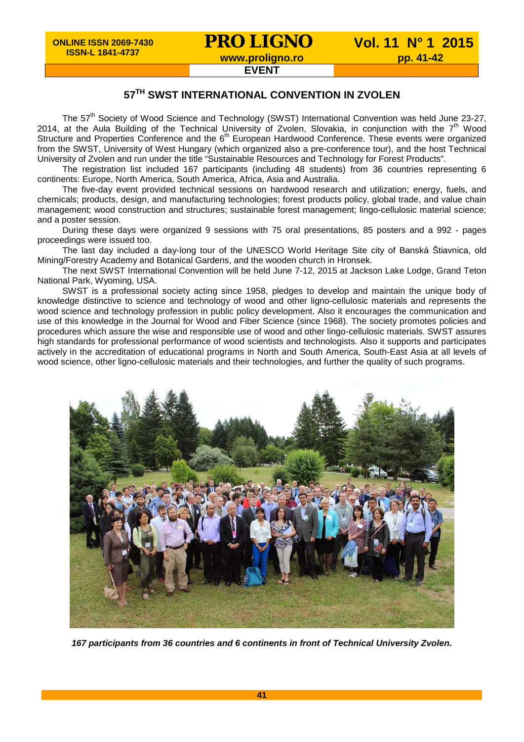**EVENT**

# 57TH SWST INTERNATIONAL CONVENTION IN ZVOLEN

The 57th Society of Wood Science and Technology (SWST) International Convention was held June 23-27, 2014, at the Aula Building of the Technical University of Zvolen, Slovakia, in conjunction with the 7th Wood Structure and Properties Conference and the 6th European Hardwood Conference. These events were organized from the SWST, University of West Hungary (which organized also a pre-conference tour), and the host Technical University of Zvolen and run under the title "Sustainable Resources and Technology for Forest Products".

The registration list included 167 participants (including 48 students) from 36 countries representing 6 continents: Europe, North America, South America, Africa, Asia and Australia.

The five-day event provided technical sessions on hardwood research and utilization; energy, fuels, and chemicals; products, design, and manufacturing technologies; forest products policy, global trade, and value chain management; wood construction and structures; sustainable forest management; lingo-cellulosic material science; and a poster session.

During these days were organized 9 sessions with 75 oral presentations, 85 posters and a 992 - pages proceedings were issued too.

The last day included a day-long tour of the UNESCO World Heritage Site city of Banská Štiavnica, old Mining/Forestry Academy and Botanical Gardens, and the wooden church in Hronsek.

The next SWST International Convention will be held June 7-12, 2015 at Jackson Lake Lodge, Grand Teton National Park, Wyoming, USA.

SWST is a professional society acting since 1958, pledges to develop and maintain the unique body of knowledge distinctive to science and technology of wood and other ligno-cellulosic materials and represents the wood science and technology profession in public policy development. Also it encourages the communication and use of this knowledge in the Journal for Wood and Fiber Science (since 1968). The society promotes policies and procedures which assure the wise and responsible use of wood and other lingo-cellulosic materials. SWST assures high standards for professional performance of wood scientists and technologists. Also it supports and participates actively in the accreditation of educational programs in North and South America, South-East Asia at all levels of wood science, other ligno-cellulosic materials and their technologies, and further the quality of such programs.

***167 participants from 36 countries and 6 continents in front of Technical University Zvolen.***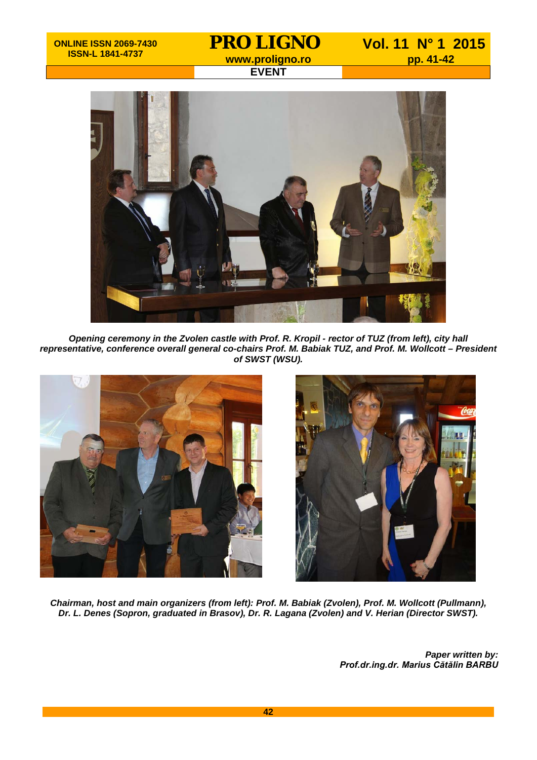*Opening ceremony in the Zvolen castle with Prof. R. Kropil - rector of TUZ (from left), city hall representative, conference overall general co-chairs Prof. M. Babiak TUZ, and Prof. M. Wollcott – President of SWST (WSU).*

*Chairman, host and main organizers (from left): Prof. M. Babiak (Zvolen), Prof. M. Wollcott (Pullmann), Dr. L. Denes (Sopron, graduated in Brasov), Dr. R. Lagana (Zvolen) and V. Herian (Director SWST).*

*Paper written by:*
*Prof.dr.ing.dr. Marius Cătălin BARBU*